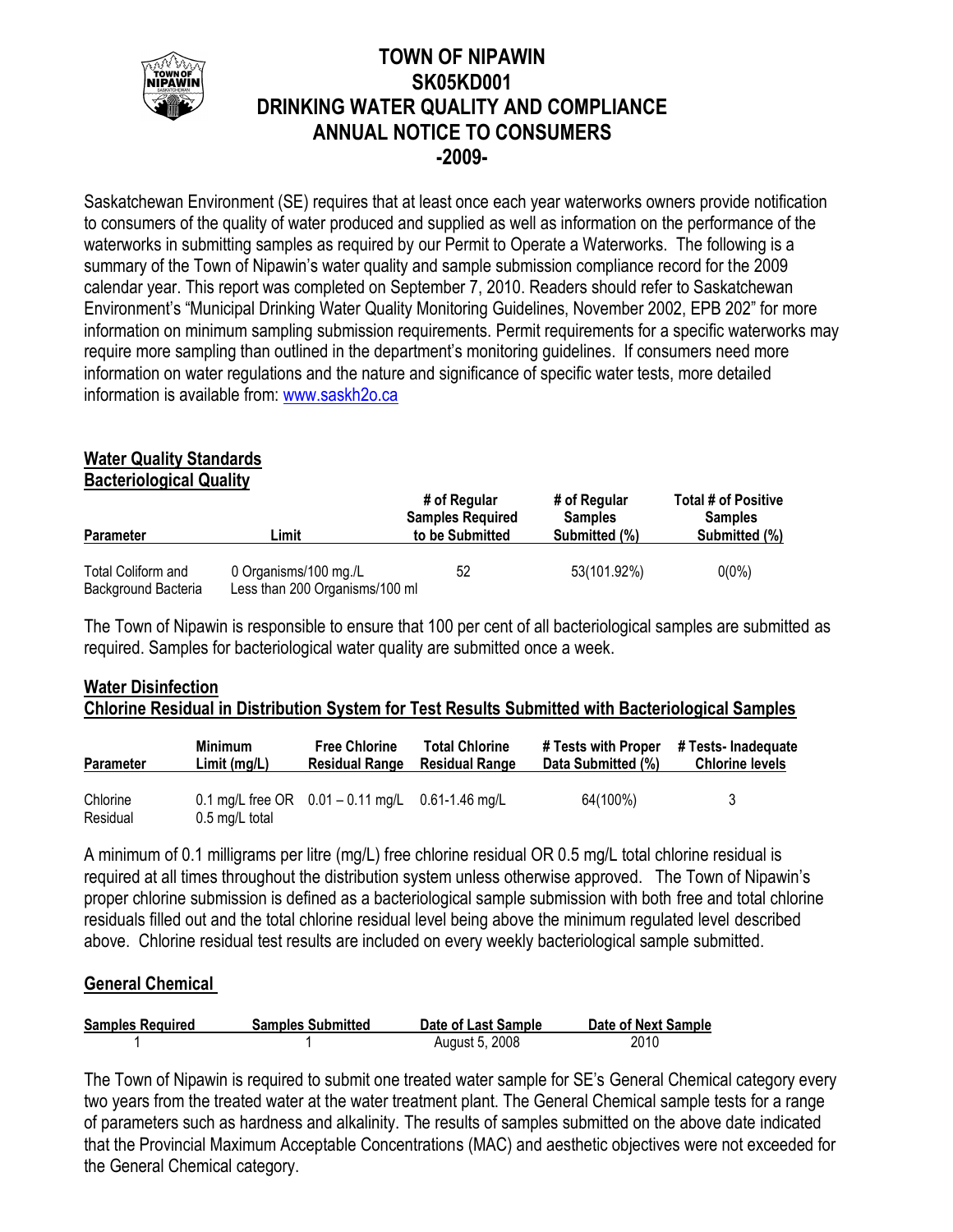# TOWN OF NIPAWIN
# SK05KD001
# DRINKING WATER QUALITY AND COMPLIANCE
# ANNUAL NOTICE TO CONSUMERS
# -2009-

Saskatchewan Environment (SE) requires that at least once each year waterworks owners provide notification to consumers of the quality of water produced and supplied as well as information on the performance of the waterworks in submitting samples as required by our Permit to Operate a Waterworks. The following is a summary of the Town of Nipawin's water quality and sample submission compliance record for the 2009 calendar year. This report was completed on September 7, 2010. Readers should refer to Saskatchewan Environment's "Municipal Drinking Water Quality Monitoring Guidelines, November 2002, EPB 202" for more information on minimum sampling submission requirements. Permit requirements for a specific waterworks may require more sampling than outlined in the department's monitoring guidelines. If consumers need more information on water regulations and the nature and significance of specific water tests, more detailed information is available from: www.saskh2o.ca

## Water Quality Standards
## Bacteriological Quality

| Parameter | Limit | # of Regular Samples Required to be Submitted | # of Regular Samples Submitted (%) | Total # of Positive Samples Submitted (%) |
|---|---|---|---|---|
| Total Coliform and Background Bacteria | 0 Organisms/100 mg./L Less than 200 Organisms/100 ml | 52 | 53(101.92%) | 0(0%) |

The Town of Nipawin is responsible to ensure that 100 per cent of all bacteriological samples are submitted as required. Samples for bacteriological water quality are submitted once a week.

## Water Disinfection
## Chlorine Residual in Distribution System for Test Results Submitted with Bacteriological Samples

| Parameter | Minimum Limit (mg/L) | Free Chlorine Residual Range | Total Chlorine Residual Range | # Tests with Proper Data Submitted (%) | # Tests- Inadequate Chlorine levels |
|---|---|---|---|---|---|
| Chlorine Residual | 0.1 mg/L free OR 0.5 mg/L total | 0.01 – 0.11 mg/L | 0.61-1.46 mg/L | 64(100%) | 3 |

A minimum of 0.1 milligrams per litre (mg/L) free chlorine residual OR 0.5 mg/L total chlorine residual is required at all times throughout the distribution system unless otherwise approved. The Town of Nipawin's proper chlorine submission is defined as a bacteriological sample submission with both free and total chlorine residuals filled out and the total chlorine residual level being above the minimum regulated level described above. Chlorine residual test results are included on every weekly bacteriological sample submitted.

## General Chemical

| Samples Required | Samples Submitted | Date of Last Sample | Date of Next Sample |
|---|---|---|---|
| 1 | 1 | August 5, 2008 | 2010 |

The Town of Nipawin is required to submit one treated water sample for SE's General Chemical category every two years from the treated water at the water treatment plant. The General Chemical sample tests for a range of parameters such as hardness and alkalinity. The results of samples submitted on the above date indicated that the Provincial Maximum Acceptable Concentrations (MAC) and aesthetic objectives were not exceeded for the General Chemical category.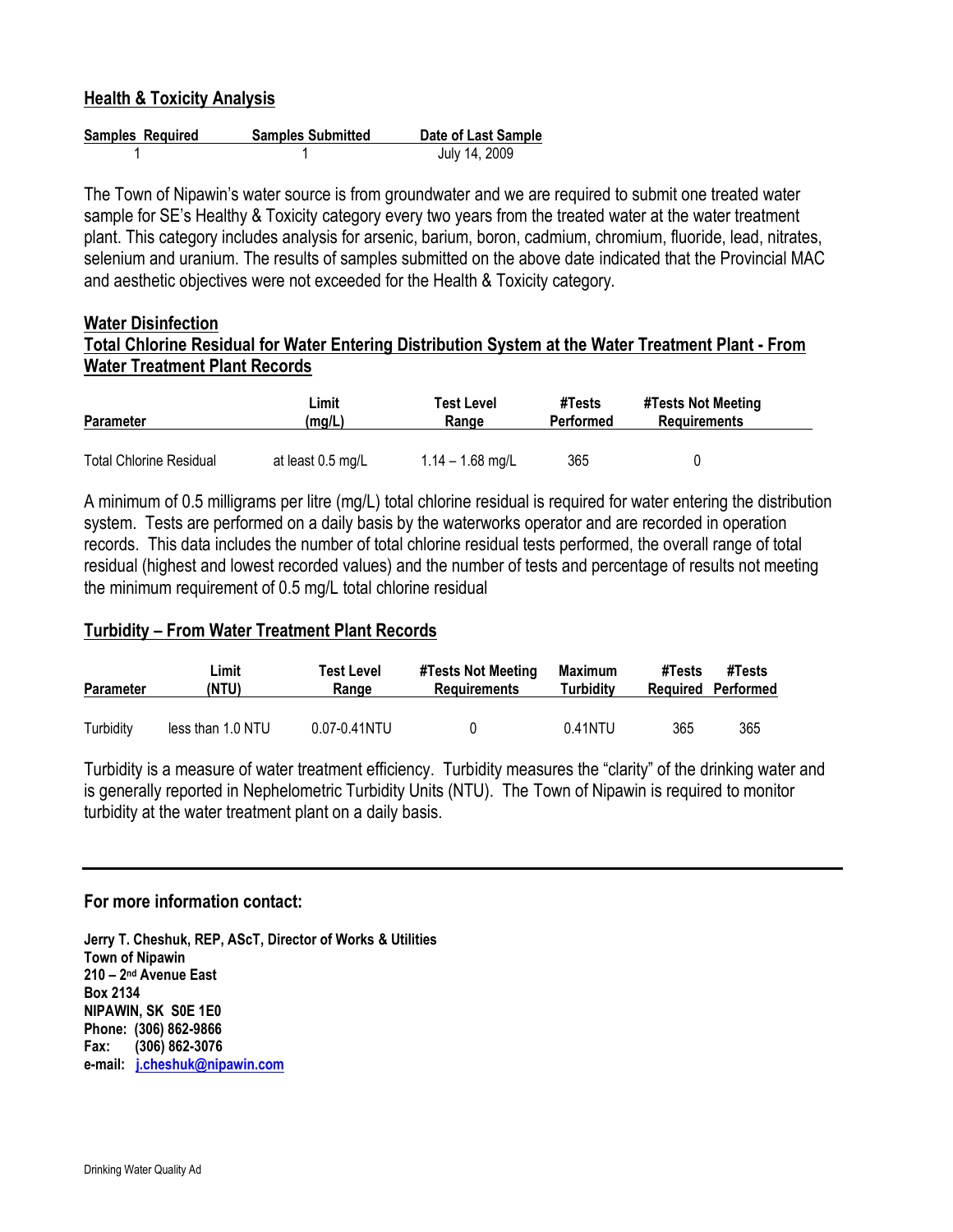## Health & Toxicity Analysis

| Samples Required | Samples Submitted | Date of Last Sample |
|---|---|---|
| 1 | 1 | July 14, 2009 |

The Town of Nipawin's water source is from groundwater and we are required to submit one treated water sample for SE's Healthy & Toxicity category every two years from the treated water at the water treatment plant. This category includes analysis for arsenic, barium, boron, cadmium, chromium, fluoride, lead, nitrates, selenium and uranium. The results of samples submitted on the above date indicated that the Provincial MAC and aesthetic objectives were not exceeded for the Health & Toxicity category.

## Water Disinfection

## Total Chlorine Residual for Water Entering Distribution System at the Water Treatment Plant - From Water Treatment Plant Records

| Parameter | Limit (mg/L) | Test Level Range | #Tests Performed | #Tests Not Meeting Requirements |
|---|---|---|---|---|
| Total Chlorine Residual | at least 0.5 mg/L | 1.14 – 1.68 mg/L | 365 | 0 |

A minimum of 0.5 milligrams per litre (mg/L) total chlorine residual is required for water entering the distribution system. Tests are performed on a daily basis by the waterworks operator and are recorded in operation records. This data includes the number of total chlorine residual tests performed, the overall range of total residual (highest and lowest recorded values) and the number of tests and percentage of results not meeting the minimum requirement of 0.5 mg/L total chlorine residual

## Turbidity – From Water Treatment Plant Records

| Parameter | Limit (NTU) | Test Level Range | #Tests Not Meeting Requirements | Maximum Turbidity | #Tests Required | #Tests Performed |
|---|---|---|---|---|---|---|
| Turbidity | less than 1.0 NTU | 0.07-0.41NTU | 0 | 0.41NTU | 365 | 365 |

Turbidity is a measure of water treatment efficiency. Turbidity measures the "clarity" of the drinking water and is generally reported in Nephelometric Turbidity Units (NTU). The Town of Nipawin is required to monitor turbidity at the water treatment plant on a daily basis.

---

### For more information contact:

**Jerry T. Cheshuk, REP, AScT, Director of Works & Utilities**
**Town of Nipawin**
**210 – 2nd Avenue East**
**Box 2134**
**NIPAWIN, SK S0E 1E0**
**Phone: (306) 862-9866**
**Fax: (306) 862-3076**
**e-mail: j.cheshuk@nipawin.com**

Drinking Water Quality Ad